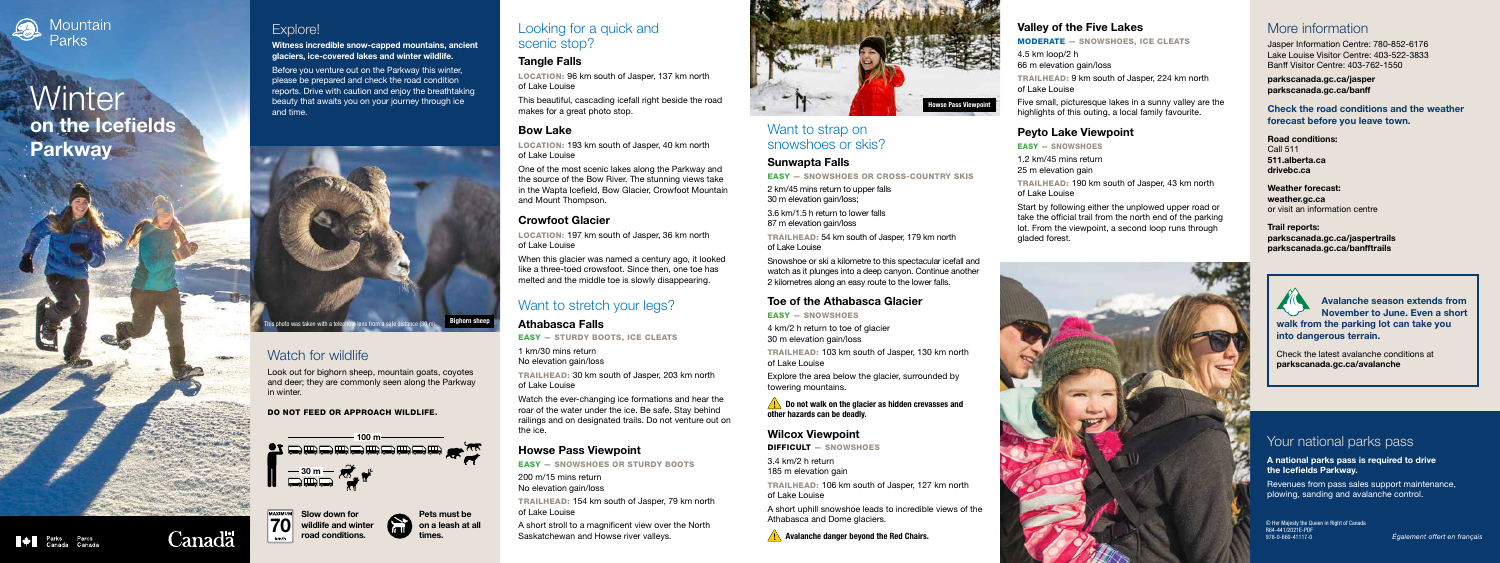Mountain Parks

# Winter on the Icefields Parkway

## Explore!

**Witness incredible snow-capped mountains, ancient glaciers, ice-covered lakes and winter wildlife.**

Before you venture out on the Parkway this winter, please be prepared and check the road condition reports. Drive with caution and enjoy the breathtaking beauty that awaits you on your journey through ice and time.

This photo was taken with a telephoto lens from a safe distance (30 m). Bighorn sheep

## Watch for wildlife

Look out for bighorn sheep, mountain goats, coyotes and deer; they are commonly seen along the Parkway in winter.

**DO NOT FEED OR APPROACH WILDLIFE.**

100 m — 30 m

Slow down for wildlife and winter road conditions.

Pets must be on a leash at all times.

## Looking for a quick and scenic stop?

### Tangle Falls

LOCATION: 96 km south of Jasper, 137 km north of Lake Louise

This beautiful, cascading icefall right beside the road makes for a great photo stop.

### Bow Lake

LOCATION: 193 km south of Jasper, 40 km north of Lake Louise

One of the most scenic lakes along the Parkway and the source of the Bow River. The stunning views take in the Wapta Icefield, Bow Glacier, Crowfoot Mountain and Mount Thompson.

### Crowfoot Glacier

LOCATION: 197 km south of Jasper, 36 km north of Lake Louise

When this glacier was named a century ago, it looked like a three-toed crowsfoot. Since then, one toe has melted and the middle toe is slowly disappearing.

## Want to stretch your legs?

### Athabasca Falls

EASY — STURDY BOOTS, ICE CLEATS

1 km/30 mins return
No elevation gain/loss

TRAILHEAD: 30 km south of Jasper, 203 km north of Lake Louise

Watch the ever-changing ice formations and hear the roar of the water under the ice. Be safe. Stay behind railings and on designated trails. Do not venture out on the ice.

### Howse Pass Viewpoint

EASY — SNOWSHOES OR STURDY BOOTS

200 m/15 mins return
No elevation gain/loss

TRAILHEAD: 154 km south of Jasper, 79 km north of Lake Louise

A short stroll to a magnificent view over the North Saskatchewan and Howse river valleys.

Howse Pass Viewpoint

## Want to strap on snowshoes or skis?

### Sunwapta Falls

EASY — SNOWSHOES OR CROSS-COUNTRY SKIS

2 km/45 mins return to upper falls
30 m elevation gain/loss;

3.6 km/1.5 h return to lower falls
87 m elevation gain/loss

TRAILHEAD: 54 km south of Jasper, 179 km north of Lake Louise

Snowshoe or ski a kilometre to this spectacular icefall and watch as it plunges into a deep canyon. Continue another 2 kilometres along an easy route to the lower falls.

### Toe of the Athabasca Glacier

EASY — SNOWSHOES

4 km/2 h return to toe of glacier
30 m elevation gain/loss

TRAILHEAD: 103 km south of Jasper, 130 km north of Lake Louise

Explore the area below the glacier, surrounded by towering mountains.

⚠ **Do not walk on the glacier as hidden crevasses and other hazards can be deadly.**

### Wilcox Viewpoint

DIFFICULT — SNOWSHOES

3.4 km/2 h return
185 m elevation gain

TRAILHEAD: 106 km south of Jasper, 127 km north of Lake Louise

A short uphill snowshoe leads to incredible views of the Athabasca and Dome glaciers.

⚠ **Avalanche danger beyond the Red Chairs.**

### Valley of the Five Lakes

MODERATE — SNOWSHOES, ICE CLEATS

4.5 km loop/2 h
66 m elevation gain/loss

TRAILHEAD: 9 km south of Jasper, 224 km north of Lake Louise

Five small, picturesque lakes in a sunny valley are the highlights of this outing, a local family favourite.

### Peyto Lake Viewpoint

EASY — SNOWSHOES

1.2 km/45 mins return
25 m elevation gain

TRAILHEAD: 190 km south of Jasper, 43 km north of Lake Louise

Start by following either the unplowed upper road or take the official trail from the north end of the parking lot. From the viewpoint, a second loop runs through gladed forest.

## More information

Jasper Information Centre: 780-852-6176
Lake Louise Visitor Centre: 403-522-3833
Banff Visitor Centre: 403-762-1550

**parkscanada.gc.ca/jasper**
**parkscanada.gc.ca/banff**

**Check the road conditions and the weather forecast before you leave town.**

**Road conditions:**
Call 511
**511.alberta.ca**
**drivebc.ca**

**Weather forecast:**
**weather.gc.ca**
or visit an information centre

**Trail reports:**
**parkscanada.gc.ca/jaspertrails**
**parkscanada.gc.ca/banfftrails**

**Avalanche season extends from November to June. Even a short walk from the parking lot can take you into dangerous terrain.**

Check the latest avalanche conditions at **parkscanada.gc.ca/avalanche**

## Your national parks pass

**A national parks pass is required to drive the Icefields Parkway.**

Revenues from pass sales support maintenance, plowing, sanding and avalanche control.

© Her Majesty the Queen in Right of Canada
R64-441/2021E-PDF
978-0-660-41117-0

*Également offert en français*

Parks Canada / Parcs Canada — Canada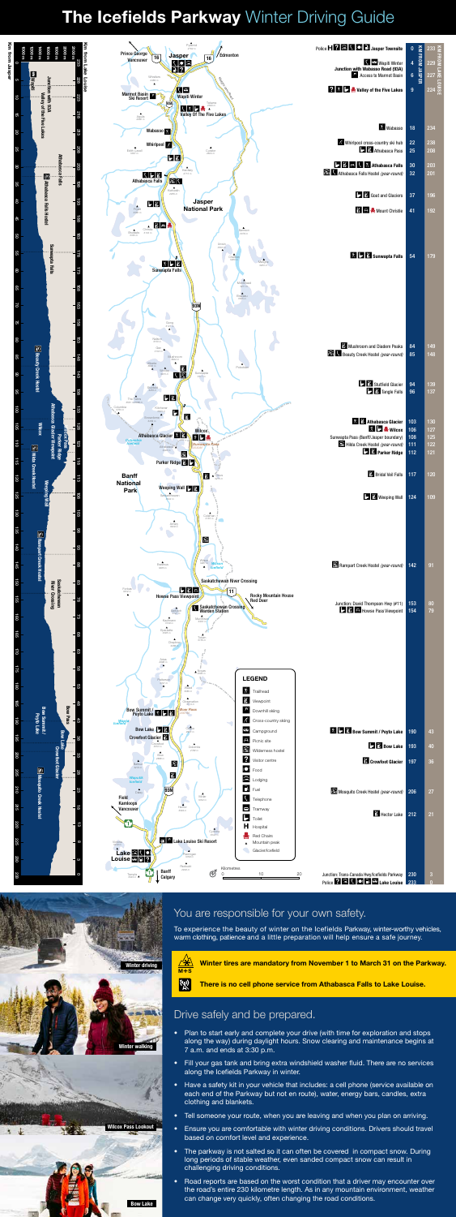# The Icefields Parkway Winter Driving Guide

| Location | KM FROM JASPER | KM FROM LAKE LOUISE |
|---|---|---|
| Police H Jasper Townsite | 0 | 233 |
| Wapiti Winter | 4 | |
| Junction with Wabasso Road (93A) Access to Marmot Basin | 6 | 227 |
| Valley of the Five Lakes | 9 | 224 |
| Wabasso | 18 | 234 |
| Whirlpool cross-country ski hub | 22 | 238 |
| Athabasca Pass | 25 | 208 |
| Athabasca Falls | 30 | 203 |
| Athabasca Falls Hostel (year-round) | 32 | 201 |
| Goat and Glaciers | 37 | 196 |
| Mount Christie | 41 | 192 |
| Sunwapta Falls | 54 | 179 |
| Mushroom and Diadem Peaks | 84 | 149 |
| Beauty Creek Hostel (year-round) | 85 | 148 |
| Stutfield Glacier | 94 | 139 |
| Tangle Falls | 96 | 137 |
| Athabasca Glacier | 103 | 130 |
| Wilcox | 106 | 127 |
| Sunwapta Pass (Banff/Jasper boundary) | 108 | 125 |
| Hilda Creek Hostel (year-round) | 111 | 122 |
| Parker Ridge | 112 | 121 |
| Bridal Veil Falls | 117 | 120 |
| Weeping Wall | 124 | 109 |
| Rampart Creek Hostel (year-round) | 142 | 91 |
| Junction: David Thompson Hwy (#11) | 153 | 80 |
| Howse Pass Viewpoint | 154 | 79 |
| Bow Summit / Peyto Lake | 190 | 43 |
| Bow Lake | 193 | 40 |
| Crowfoot Glacier | 197 | 36 |
| Mosquito Creek Hostel (year-round) | 206 | 27 |
| Hector Lake | 212 | 21 |
| Junction: Trans-Canada Hwy/Icefields Parkway | 230 | 3 |
| Police Lake Louise | 233 | 0 |

Prince George
Vancouver
Jasper
Edmonton
Marmot Basin Ski Resort
Wapiti Winter
Valley Of The Five Lakes
Wabasso
Whirlpool
Athabasca Falls
Jasper National Park
Sunwapta Falls
93N
Athabasca Glacier
Wilcox
Columbia Icefield
Parker Ridge
Banff National Park
Weeping Wall
Saskatchewan River Crossing
Howse Pass Viewpoint
Saskatchewan Crossing Warden Station
Rocky Mountain House
Red Deer
11
Bow Summit / Peyto Lake
Bow Lake
Crowfoot Glacier
93N
Field
Kamloops
Vancouver
Lake Louise Ski Resort
Lake Louise
Banff
Calgary

Kilometres
0 10 20

## LEGEND

- Trailhead
- Viewpoint
- Downhill skiing
- Cross-country skiing
- Campground
- Picnic site
- Wilderness hostel
- Visitor centre
- Food
- Lodging
- Fuel
- Telephone
- Tramway
- Toilet
- H Hospital
- Red Chairs
- Mountain peak
- Glacier/icefield

Km from Jasper
Km from Lake Louise

Winter driving

Winter walking

Wilcox Pass Lookout

Bow Lake

## You are responsible for your own safety.

To experience the beauty of winter on the Icefields Parkway, winter-worthy vehicles, warm clothing, patience and a little preparation will help ensure a safe journey.

**Winter tires are mandatory from November 1 to March 31 on the Parkway.**

**There is no cell phone service from Athabasca Falls to Lake Louise.**

## Drive safely and be prepared.

- Plan to start early and complete your drive (with time for exploration and stops along the way) during daylight hours. Snow clearing and maintenance begins at 7 a.m. and ends at 3:30 p.m.
- Fill your gas tank and bring extra windshield washer fluid. There are no services along the Icefields Parkway in winter.
- Have a safety kit in your vehicle that includes: a cell phone (service available on each end of the Parkway but not en route), water, energy bars, candles, extra clothing and blankets.
- Tell someone your route, when you are leaving and when you plan on arriving.
- Ensure you are comfortable with winter driving conditions. Drivers should travel based on comfort level and experience.
- The parkway is not salted so it can often be covered in compact snow. During long periods of stable weather, even sanded compact snow can result in challenging driving conditions.
- Road reports are based on the worst condition that a driver may encounter over the road's entire 230 kilometre length. As in any mountain environment, weather can change very quickly, often changing the road conditions.